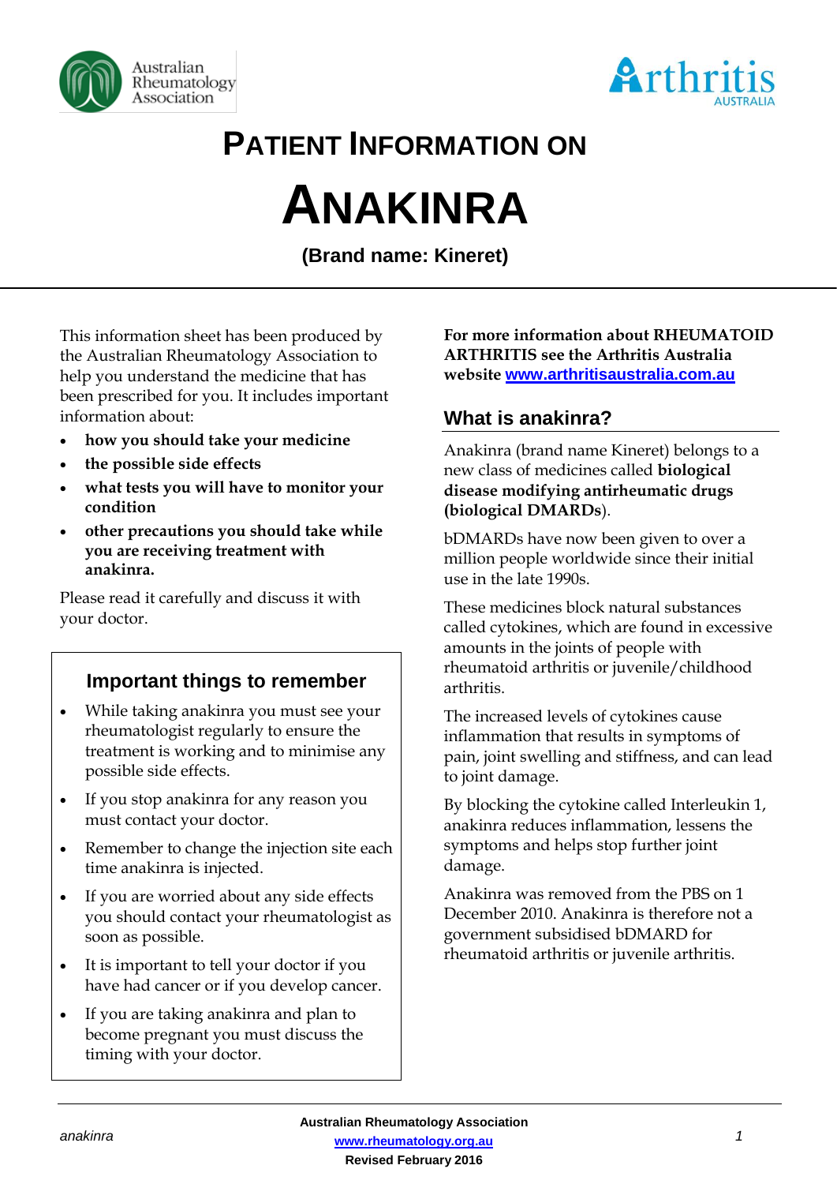# PATIENT INFORMATION ON

# ANAKINRA

**(Brand name: Kineret)**

This information sheet has been produced by the Australian Rheumatology Association to help you understand the medicine that has been prescribed for you. It includes important information about:

- **how you should take your medicine**
- **the possible side effects**
- **what tests you will have to monitor your condition**
- **other precautions you should take while you are receiving treatment with anakinra.**

Please read it carefully and discuss it with your doctor.

### Important things to remember

- While taking anakinra you must see your rheumatologist regularly to ensure the treatment is working and to minimise any possible side effects.
- If you stop anakinra for any reason you must contact your doctor.
- Remember to change the injection site each time anakinra is injected.
- If you are worried about any side effects you should contact your rheumatologist as soon as possible.
- It is important to tell your doctor if you have had cancer or if you develop cancer.
- If you are taking anakinra and plan to become pregnant you must discuss the timing with your doctor.

**For more information about RHEUMATOID ARTHRITIS see the Arthritis Australia website [www.arthritisaustralia.com.au](http://www.arthritisaustralia.com.au)**

## What is anakinra?

Anakinra (brand name Kineret) belongs to a new class of medicines called **biological disease modifying antirheumatic drugs (biological DMARDs**).

bDMARDs have now been given to over a million people worldwide since their initial use in the late 1990s.

These medicines block natural substances called cytokines, which are found in excessive amounts in the joints of people with rheumatoid arthritis or juvenile/childhood arthritis.

The increased levels of cytokines cause inflammation that results in symptoms of pain, joint swelling and stiffness, and can lead to joint damage.

By blocking the cytokine called Interleukin 1, anakinra reduces inflammation, lessens the symptoms and helps stop further joint damage.

Anakinra was removed from the PBS on 1 December 2010. Anakinra is therefore not a government subsidised bDMARD for rheumatoid arthritis or juvenile arthritis.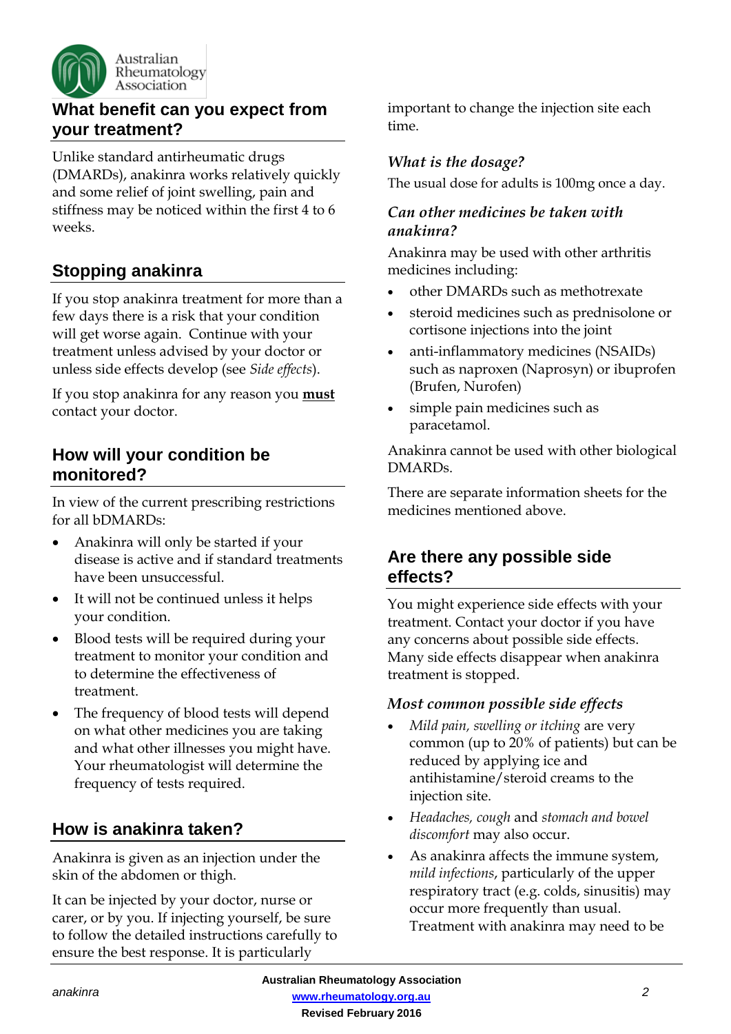## What benefit can you expect from your treatment?

Unlike standard antirheumatic drugs (DMARDs), anakinra works relatively quickly and some relief of joint swelling, pain and stiffness may be noticed within the first 4 to 6 weeks.

## Stopping anakinra

If you stop anakinra treatment for more than a few days there is a risk that your condition will get worse again. Continue with your treatment unless advised by your doctor or unless side effects develop (see *Side effects*).

If you stop anakinra for any reason you **must** contact your doctor.

## How will your condition be monitored?

In view of the current prescribing restrictions for all bDMARDs:

- Anakinra will only be started if your disease is active and if standard treatments have been unsuccessful.
- It will not be continued unless it helps your condition.
- Blood tests will be required during your treatment to monitor your condition and to determine the effectiveness of treatment.
- The frequency of blood tests will depend on what other medicines you are taking and what other illnesses you might have. Your rheumatologist will determine the frequency of tests required.

## How is anakinra taken?

Anakinra is given as an injection under the skin of the abdomen or thigh.

It can be injected by your doctor, nurse or carer, or by you. If injecting yourself, be sure to follow the detailed instructions carefully to ensure the best response. It is particularly important to change the injection site each time.

### *What is the dosage?*

The usual dose for adults is 100mg once a day.

### *Can other medicines be taken with anakinra?*

Anakinra may be used with other arthritis medicines including:

- other DMARDs such as methotrexate
- steroid medicines such as prednisolone or cortisone injections into the joint
- anti-inflammatory medicines (NSAIDs) such as naproxen (Naprosyn) or ibuprofen (Brufen, Nurofen)
- simple pain medicines such as paracetamol.

Anakinra cannot be used with other biological DMARDs.

There are separate information sheets for the medicines mentioned above.

## Are there any possible side effects?

You might experience side effects with your treatment. Contact your doctor if you have any concerns about possible side effects. Many side effects disappear when anakinra treatment is stopped.

### *Most common possible side effects*

- *Mild pain, swelling or itching* are very common (up to 20% of patients) but can be reduced by applying ice and antihistamine/steroid creams to the injection site.
- *Headaches, cough* and *stomach and bowel discomfort* may also occur.
- As anakinra affects the immune system, *mild infections*, particularly of the upper respiratory tract (e.g. colds, sinusitis) may occur more frequently than usual. Treatment with anakinra may need to be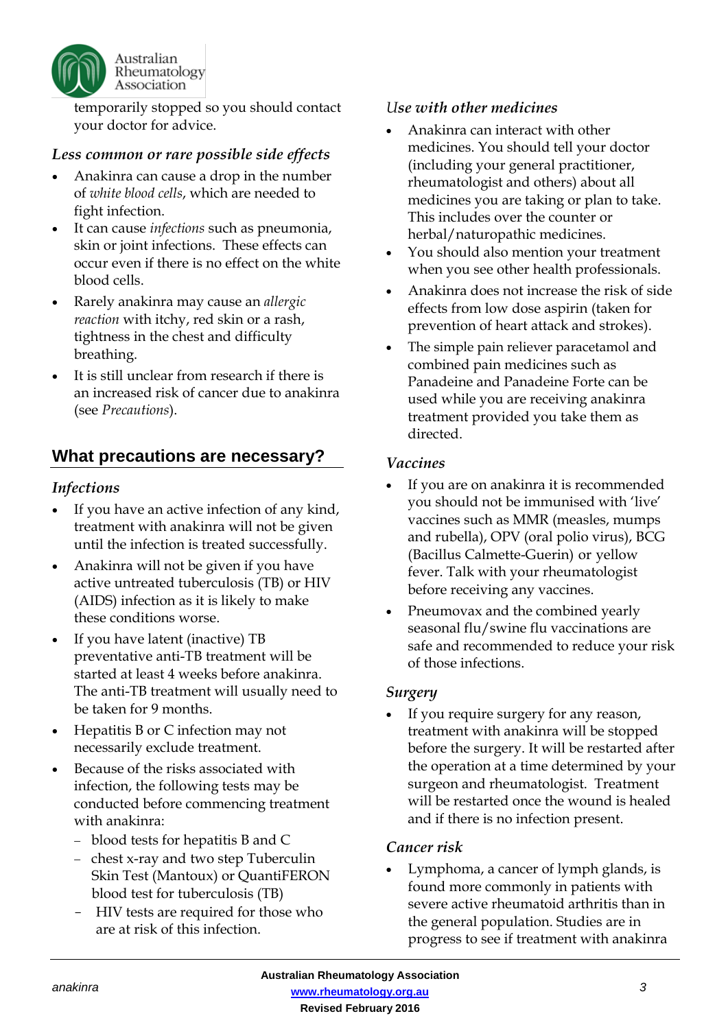temporarily stopped so you should contact your doctor for advice.

### *Less common or rare possible side effects*

- Anakinra can cause a drop in the number of *white blood cells*, which are needed to fight infection.
- It can cause *infections* such as pneumonia, skin or joint infections. These effects can occur even if there is no effect on the white blood cells.
- Rarely anakinra may cause an *allergic reaction* with itchy, red skin or a rash, tightness in the chest and difficulty breathing.
- It is still unclear from research if there is an increased risk of cancer due to anakinra (see *Precautions*).

## What precautions are necessary?

### *Infections*

- If you have an active infection of any kind, treatment with anakinra will not be given until the infection is treated successfully.
- Anakinra will not be given if you have active untreated tuberculosis (TB) or HIV (AIDS) infection as it is likely to make these conditions worse.
- If you have latent (inactive) TB preventative anti-TB treatment will be started at least 4 weeks before anakinra. The anti-TB treatment will usually need to be taken for 9 months.
- Hepatitis B or C infection may not necessarily exclude treatment.
- Because of the risks associated with infection, the following tests may be conducted before commencing treatment with anakinra:
  - blood tests for hepatitis B and C
  - chest x-ray and two step Tuberculin Skin Test (Mantoux) or QuantiFERON blood test for tuberculosis (TB)
  - HIV tests are required for those who are at risk of this infection.

### *Use with other medicines*

- Anakinra can interact with other medicines. You should tell your doctor (including your general practitioner, rheumatologist and others) about all medicines you are taking or plan to take. This includes over the counter or herbal/naturopathic medicines.
- You should also mention your treatment when you see other health professionals.
- Anakinra does not increase the risk of side effects from low dose aspirin (taken for prevention of heart attack and strokes).
- The simple pain reliever paracetamol and combined pain medicines such as Panadeine and Panadeine Forte can be used while you are receiving anakinra treatment provided you take them as directed.

### *Vaccines*

- If you are on anakinra it is recommended you should not be immunised with 'live' vaccines such as MMR (measles, mumps and rubella), OPV (oral polio virus), BCG (Bacillus Calmette-Guerin) or yellow fever. Talk with your rheumatologist before receiving any vaccines.
- Pneumovax and the combined yearly seasonal flu/swine flu vaccinations are safe and recommended to reduce your risk of those infections.

### *Surgery*

- If you require surgery for any reason, treatment with anakinra will be stopped before the surgery. It will be restarted after the operation at a time determined by your surgeon and rheumatologist. Treatment will be restarted once the wound is healed and if there is no infection present.

### *Cancer risk*

- Lymphoma, a cancer of lymph glands, is found more commonly in patients with severe active rheumatoid arthritis than in the general population. Studies are in progress to see if treatment with anakinra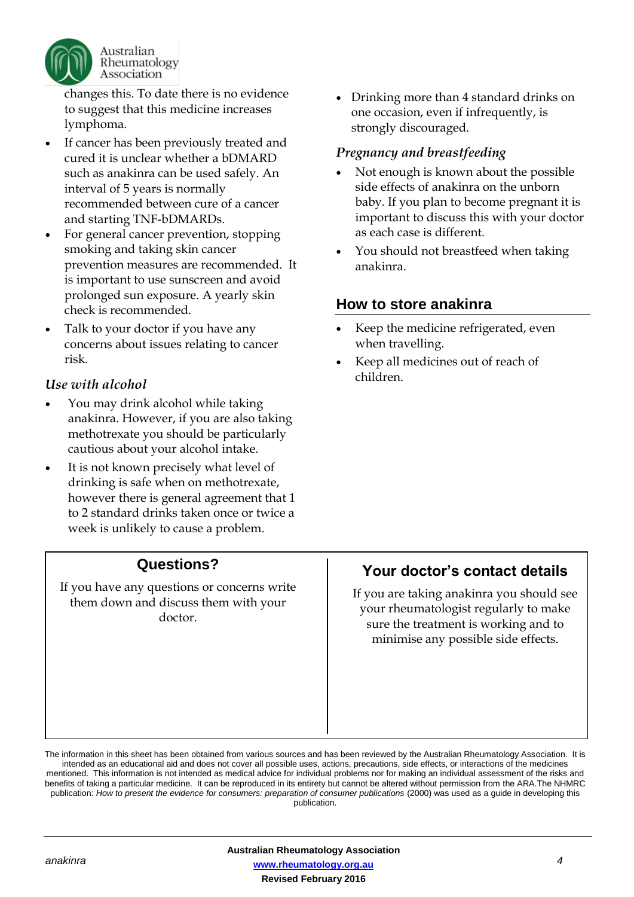changes this. To date there is no evidence to suggest that this medicine increases lymphoma.

- If cancer has been previously treated and cured it is unclear whether a bDMARD such as anakinra can be used safely. An interval of 5 years is normally recommended between cure of a cancer and starting TNF-bDMARDs.
- For general cancer prevention, stopping smoking and taking skin cancer prevention measures are recommended. It is important to use sunscreen and avoid prolonged sun exposure. A yearly skin check is recommended.
- Talk to your doctor if you have any concerns about issues relating to cancer risk.

### *Use with alcohol*

- You may drink alcohol while taking anakinra. However, if you are also taking methotrexate you should be particularly cautious about your alcohol intake.
- It is not known precisely what level of drinking is safe when on methotrexate, however there is general agreement that 1 to 2 standard drinks taken once or twice a week is unlikely to cause a problem.
- Drinking more than 4 standard drinks on one occasion, even if infrequently, is strongly discouraged.

### *Pregnancy and breastfeeding*

- Not enough is known about the possible side effects of anakinra on the unborn baby. If you plan to become pregnant it is important to discuss this with your doctor as each case is different.
- You should not breastfeed when taking anakinra.

## How to store anakinra

- Keep the medicine refrigerated, even when travelling.
- Keep all medicines out of reach of children.

### Questions?

If you have any questions or concerns write them down and discuss them with your doctor.

### Your doctor's contact details

If you are taking anakinra you should see your rheumatologist regularly to make sure the treatment is working and to minimise any possible side effects.

The information in this sheet has been obtained from various sources and has been reviewed by the Australian Rheumatology Association. It is intended as an educational aid and does not cover all possible uses, actions, precautions, side effects, or interactions of the medicines mentioned. This information is not intended as medical advice for individual problems nor for making an individual assessment of the risks and benefits of taking a particular medicine. It can be reproduced in its entirety but cannot be altered without permission from the ARA.The NHMRC publication: *How to present the evidence for consumers: preparation of consumer publications* (2000) was used as a guide in developing this publication.